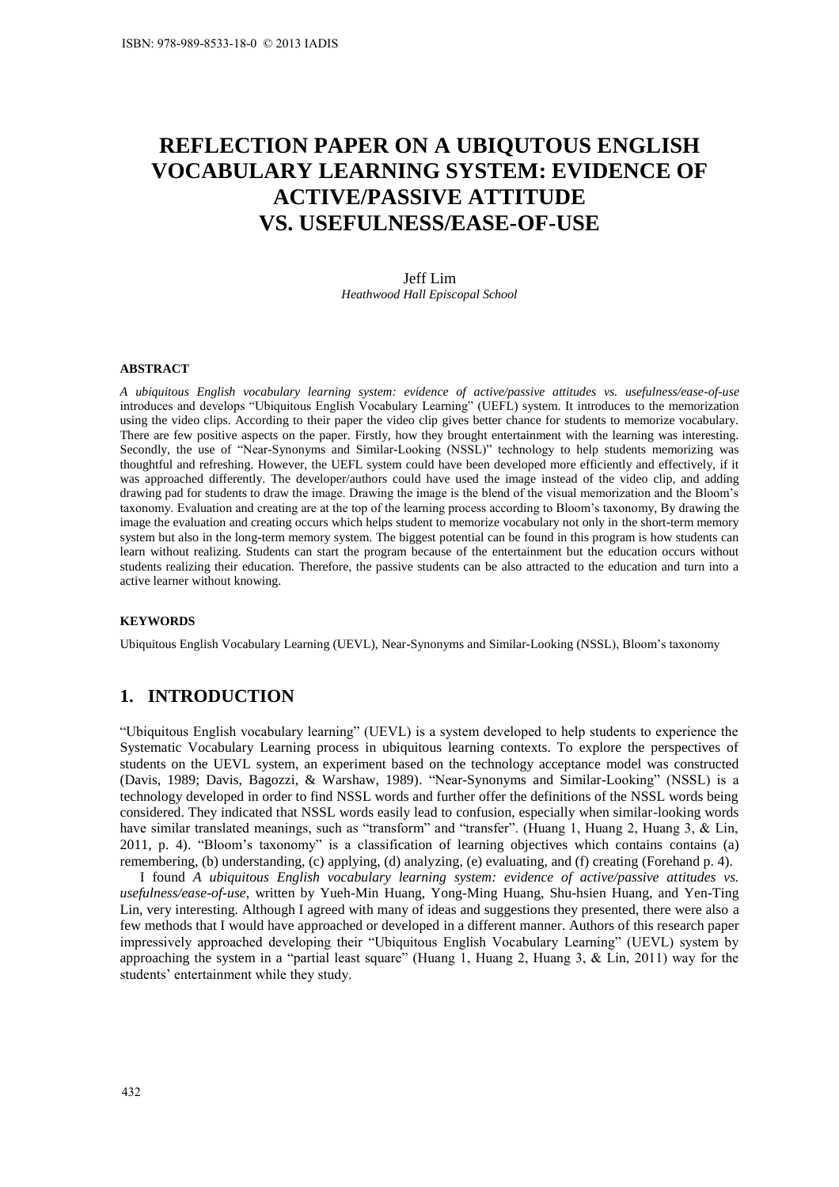# REFLECTION PAPER ON A UBIQUTOUS ENGLISH VOCABULARY LEARNING SYSTEM: EVIDENCE OF ACTIVE/PASSIVE ATTITUDE VS. USEFULNESS/EASE-OF-USE

Jeff Lim
*Heathwood Hall Episcopal School*

## ABSTRACT

*A ubiquitous English vocabulary learning system: evidence of active/passive attitudes vs. usefulness/ease-of-use* introduces and develops "Ubiquitous English Vocabulary Learning" (UEFL) system. It introduces to the memorization using the video clips. According to their paper the video clip gives better chance for students to memorize vocabulary. There are few positive aspects on the paper. Firstly, how they brought entertainment with the learning was interesting. Secondly, the use of "Near-Synonyms and Similar-Looking (NSSL)" technology to help students memorizing was thoughtful and refreshing. However, the UEFL system could have been developed more efficiently and effectively, if it was approached differently. The developer/authors could have used the image instead of the video clip, and adding drawing pad for students to draw the image. Drawing the image is the blend of the visual memorization and the Bloom's taxonomy. Evaluation and creating are at the top of the learning process according to Bloom's taxonomy, By drawing the image the evaluation and creating occurs which helps student to memorize vocabulary not only in the short-term memory system but also in the long-term memory system. The biggest potential can be found in this program is how students can learn without realizing. Students can start the program because of the entertainment but the education occurs without students realizing their education. Therefore, the passive students can be also attracted to the education and turn into a active learner without knowing.

## KEYWORDS

Ubiquitous English Vocabulary Learning (UEVL), Near-Synonyms and Similar-Looking (NSSL), Bloom's taxonomy

## 1. INTRODUCTION

"Ubiquitous English vocabulary learning" (UEVL) is a system developed to help students to experience the Systematic Vocabulary Learning process in ubiquitous learning contexts. To explore the perspectives of students on the UEVL system, an experiment based on the technology acceptance model was constructed (Davis, 1989; Davis, Bagozzi, & Warshaw, 1989). "Near-Synonyms and Similar-Looking" (NSSL) is a technology developed in order to find NSSL words and further offer the definitions of the NSSL words being considered. They indicated that NSSL words easily lead to confusion, especially when similar-looking words have similar translated meanings, such as "transform" and "transfer". (Huang 1, Huang 2, Huang 3, & Lin, 2011, p. 4). "Bloom's taxonomy" is a classification of learning objectives which contains contains (a) remembering, (b) understanding, (c) applying, (d) analyzing, (e) evaluating, and (f) creating (Forehand p. 4).

I found *A ubiquitous English vocabulary learning system: evidence of active/passive attitudes vs. usefulness/ease-of-use*, written by Yueh-Min Huang, Yong-Ming Huang, Shu-hsien Huang, and Yen-Ting Lin, very interesting. Although I agreed with many of ideas and suggestions they presented, there were also a few methods that I would have approached or developed in a different manner. Authors of this research paper impressively approached developing their "Ubiquitous English Vocabulary Learning" (UEVL) system by approaching the system in a "partial least square" (Huang 1, Huang 2, Huang 3, & Lin, 2011) way for the students' entertainment while they study.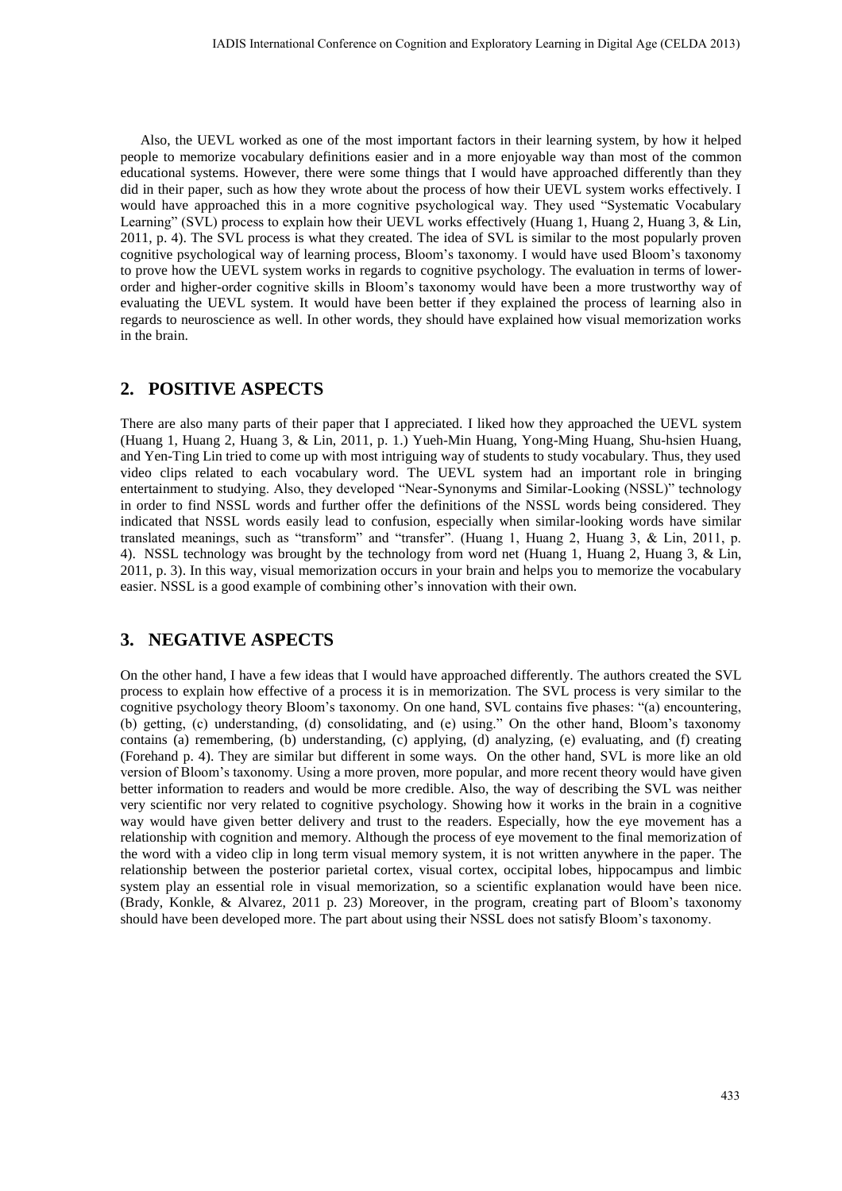Also, the UEVL worked as one of the most important factors in their learning system, by how it helped people to memorize vocabulary definitions easier and in a more enjoyable way than most of the common educational systems. However, there were some things that I would have approached differently than they did in their paper, such as how they wrote about the process of how their UEVL system works effectively. I would have approached this in a more cognitive psychological way. They used "Systematic Vocabulary Learning" (SVL) process to explain how their UEVL works effectively (Huang 1, Huang 2, Huang 3, & Lin, 2011, p. 4). The SVL process is what they created. The idea of SVL is similar to the most popularly proven cognitive psychological way of learning process, Bloom's taxonomy. I would have used Bloom's taxonomy to prove how the UEVL system works in regards to cognitive psychology. The evaluation in terms of lower-order and higher-order cognitive skills in Bloom's taxonomy would have been a more trustworthy way of evaluating the UEVL system. It would have been better if they explained the process of learning also in regards to neuroscience as well. In other words, they should have explained how visual memorization works in the brain.

## 2. POSITIVE ASPECTS

There are also many parts of their paper that I appreciated. I liked how they approached the UEVL system (Huang 1, Huang 2, Huang 3, & Lin, 2011, p. 1.) Yueh-Min Huang, Yong-Ming Huang, Shu-hsien Huang, and Yen-Ting Lin tried to come up with most intriguing way of students to study vocabulary. Thus, they used video clips related to each vocabulary word. The UEVL system had an important role in bringing entertainment to studying. Also, they developed "Near-Synonyms and Similar-Looking (NSSL)" technology in order to find NSSL words and further offer the definitions of the NSSL words being considered. They indicated that NSSL words easily lead to confusion, especially when similar-looking words have similar translated meanings, such as "transform" and "transfer". (Huang 1, Huang 2, Huang 3, & Lin, 2011, p. 4). NSSL technology was brought by the technology from word net (Huang 1, Huang 2, Huang 3, & Lin, 2011, p. 3). In this way, visual memorization occurs in your brain and helps you to memorize the vocabulary easier. NSSL is a good example of combining other's innovation with their own.

## 3. NEGATIVE ASPECTS

On the other hand, I have a few ideas that I would have approached differently. The authors created the SVL process to explain how effective of a process it is in memorization. The SVL process is very similar to the cognitive psychology theory Bloom's taxonomy. On one hand, SVL contains five phases: "(a) encountering, (b) getting, (c) understanding, (d) consolidating, and (e) using." On the other hand, Bloom's taxonomy contains (a) remembering, (b) understanding, (c) applying, (d) analyzing, (e) evaluating, and (f) creating (Forehand p. 4). They are similar but different in some ways. On the other hand, SVL is more like an old version of Bloom's taxonomy. Using a more proven, more popular, and more recent theory would have given better information to readers and would be more credible. Also, the way of describing the SVL was neither very scientific nor very related to cognitive psychology. Showing how it works in the brain in a cognitive way would have given better delivery and trust to the readers. Especially, how the eye movement has a relationship with cognition and memory. Although the process of eye movement to the final memorization of the word with a video clip in long term visual memory system, it is not written anywhere in the paper. The relationship between the posterior parietal cortex, visual cortex, occipital lobes, hippocampus and limbic system play an essential role in visual memorization, so a scientific explanation would have been nice. (Brady, Konkle, & Alvarez, 2011 p. 23) Moreover, in the program, creating part of Bloom's taxonomy should have been developed more. The part about using their NSSL does not satisfy Bloom's taxonomy.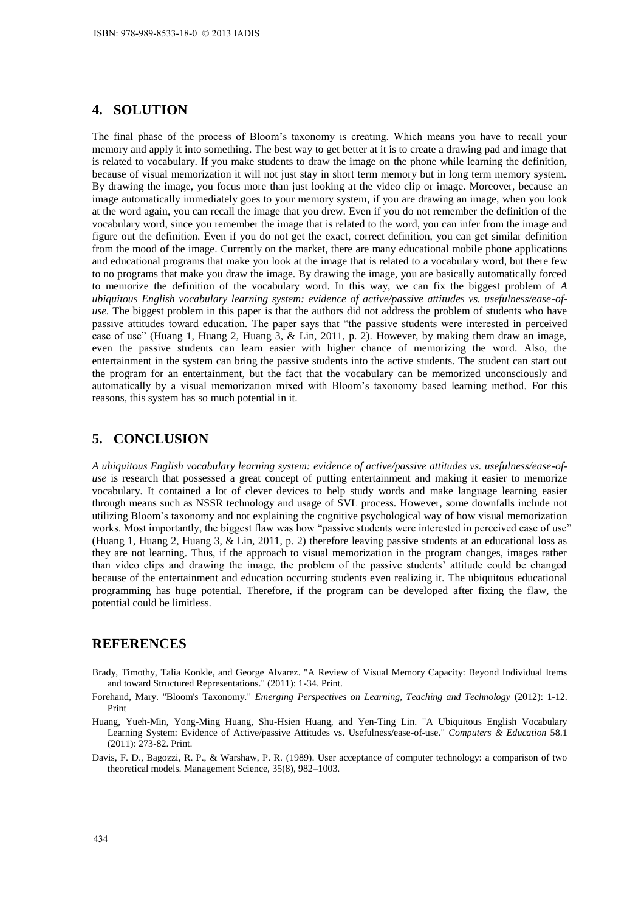## 4. SOLUTION

The final phase of the process of Bloom's taxonomy is creating. Which means you have to recall your memory and apply it into something. The best way to get better at it is to create a drawing pad and image that is related to vocabulary. If you make students to draw the image on the phone while learning the definition, because of visual memorization it will not just stay in short term memory but in long term memory system. By drawing the image, you focus more than just looking at the video clip or image. Moreover, because an image automatically immediately goes to your memory system, if you are drawing an image, when you look at the word again, you can recall the image that you drew. Even if you do not remember the definition of the vocabulary word, since you remember the image that is related to the word, you can infer from the image and figure out the definition. Even if you do not get the exact, correct definition, you can get similar definition from the mood of the image. Currently on the market, there are many educational mobile phone applications and educational programs that make you look at the image that is related to a vocabulary word, but there few to no programs that make you draw the image. By drawing the image, you are basically automatically forced to memorize the definition of the vocabulary word. In this way, we can fix the biggest problem of *A ubiquitous English vocabulary learning system: evidence of active/passive attitudes vs. usefulness/ease-of-use.* The biggest problem in this paper is that the authors did not address the problem of students who have passive attitudes toward education. The paper says that "the passive students were interested in perceived ease of use" (Huang 1, Huang 2, Huang 3, & Lin, 2011, p. 2). However, by making them draw an image, even the passive students can learn easier with higher chance of memorizing the word. Also, the entertainment in the system can bring the passive students into the active students. The student can start out the program for an entertainment, but the fact that the vocabulary can be memorized unconsciously and automatically by a visual memorization mixed with Bloom's taxonomy based learning method. For this reasons, this system has so much potential in it.

## 5. CONCLUSION

*A ubiquitous English vocabulary learning system: evidence of active/passive attitudes vs. usefulness/ease-of-use* is research that possessed a great concept of putting entertainment and making it easier to memorize vocabulary. It contained a lot of clever devices to help study words and make language learning easier through means such as NSSR technology and usage of SVL process. However, some downfalls include not utilizing Bloom's taxonomy and not explaining the cognitive psychological way of how visual memorization works. Most importantly, the biggest flaw was how "passive students were interested in perceived ease of use" (Huang 1, Huang 2, Huang 3, & Lin, 2011, p. 2) therefore leaving passive students at an educational loss as they are not learning. Thus, if the approach to visual memorization in the program changes, images rather than video clips and drawing the image, the problem of the passive students' attitude could be changed because of the entertainment and education occurring students even realizing it. The ubiquitous educational programming has huge potential. Therefore, if the program can be developed after fixing the flaw, the potential could be limitless.

## REFERENCES

Brady, Timothy, Talia Konkle, and George Alvarez. "A Review of Visual Memory Capacity: Beyond Individual Items and toward Structured Representations." (2011): 1-34. Print.

Forehand, Mary. "Bloom's Taxonomy." *Emerging Perspectives on Learning, Teaching and Technology* (2012): 1-12. Print

Huang, Yueh-Min, Yong-Ming Huang, Shu-Hsien Huang, and Yen-Ting Lin. "A Ubiquitous English Vocabulary Learning System: Evidence of Active/passive Attitudes vs. Usefulness/ease-of-use." *Computers & Education* 58.1 (2011): 273-82. Print.

Davis, F. D., Bagozzi, R. P., & Warshaw, P. R. (1989). User acceptance of computer technology: a comparison of two theoretical models. Management Science, 35(8), 982–1003.